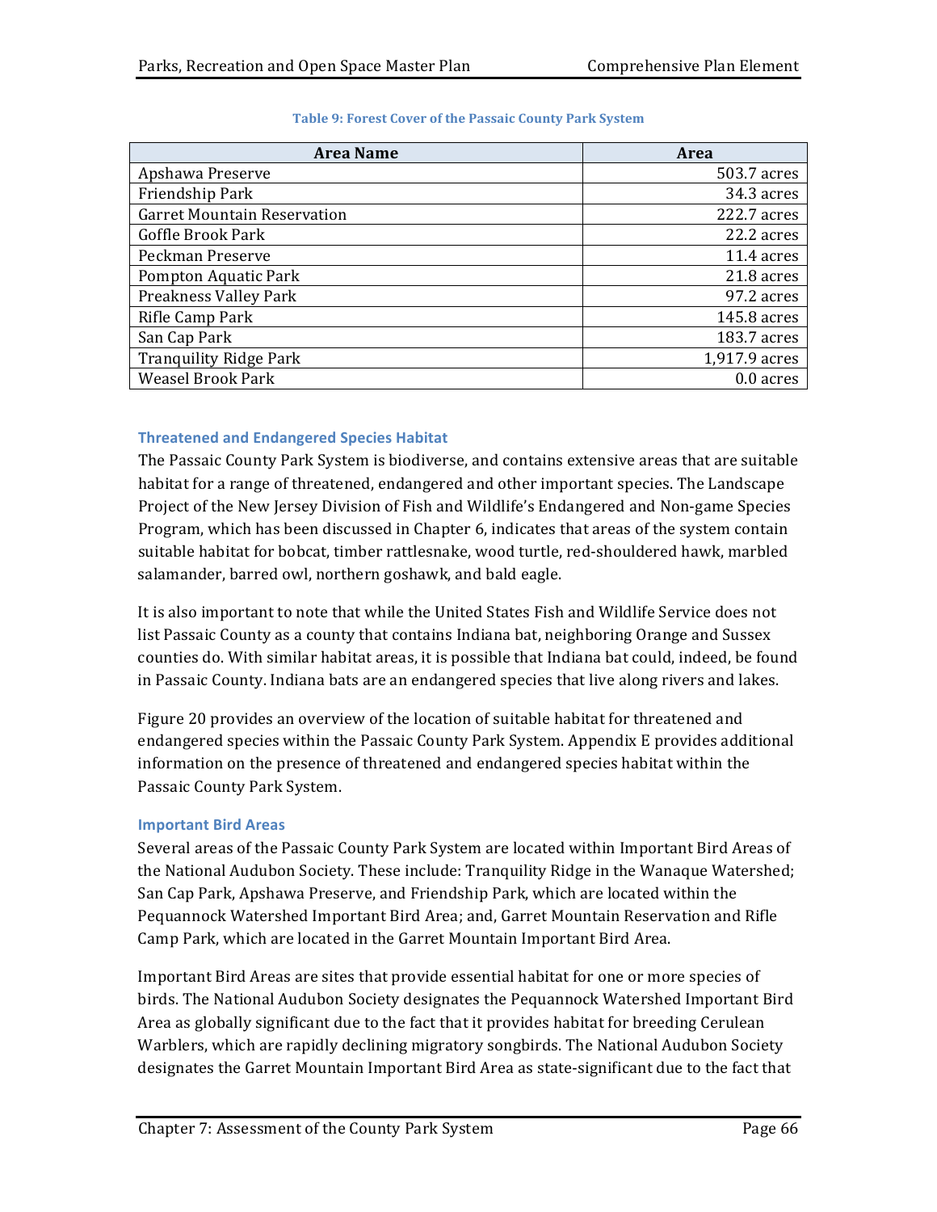**Table 9: Forest Cover of the Passaic County Park System**

| Area Name | Area |
|---|---|
| Apshawa Preserve | 503.7 acres |
| Friendship Park | 34.3 acres |
| Garret Mountain Reservation | 222.7 acres |
| Goffle Brook Park | 22.2 acres |
| Peckman Preserve | 11.4 acres |
| Pompton Aquatic Park | 21.8 acres |
| Preakness Valley Park | 97.2 acres |
| Rifle Camp Park | 145.8 acres |
| San Cap Park | 183.7 acres |
| Tranquility Ridge Park | 1,917.9 acres |
| Weasel Brook Park | 0.0 acres |

### Threatened and Endangered Species Habitat

The Passaic County Park System is biodiverse, and contains extensive areas that are suitable habitat for a range of threatened, endangered and other important species. The Landscape Project of the New Jersey Division of Fish and Wildlife's Endangered and Non-game Species Program, which has been discussed in Chapter 6, indicates that areas of the system contain suitable habitat for bobcat, timber rattlesnake, wood turtle, red-shouldered hawk, marbled salamander, barred owl, northern goshawk, and bald eagle.

It is also important to note that while the United States Fish and Wildlife Service does not list Passaic County as a county that contains Indiana bat, neighboring Orange and Sussex counties do. With similar habitat areas, it is possible that Indiana bat could, indeed, be found in Passaic County. Indiana bats are an endangered species that live along rivers and lakes.

Figure 20 provides an overview of the location of suitable habitat for threatened and endangered species within the Passaic County Park System. Appendix E provides additional information on the presence of threatened and endangered species habitat within the Passaic County Park System.

### Important Bird Areas

Several areas of the Passaic County Park System are located within Important Bird Areas of the National Audubon Society. These include: Tranquility Ridge in the Wanaque Watershed; San Cap Park, Apshawa Preserve, and Friendship Park, which are located within the Pequannock Watershed Important Bird Area; and, Garret Mountain Reservation and Rifle Camp Park, which are located in the Garret Mountain Important Bird Area.

Important Bird Areas are sites that provide essential habitat for one or more species of birds. The National Audubon Society designates the Pequannock Watershed Important Bird Area as globally significant due to the fact that it provides habitat for breeding Cerulean Warblers, which are rapidly declining migratory songbirds. The National Audubon Society designates the Garret Mountain Important Bird Area as state-significant due to the fact that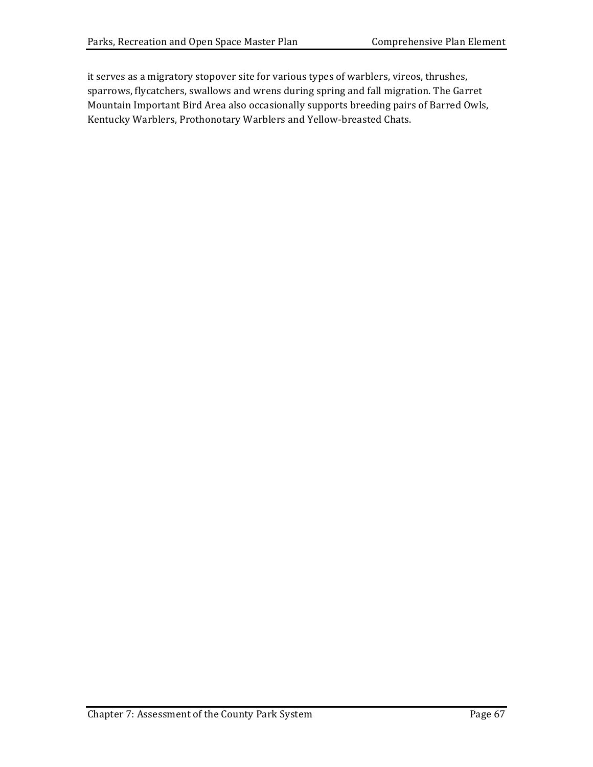it serves as a migratory stopover site for various types of warblers, vireos, thrushes, sparrows, flycatchers, swallows and wrens during spring and fall migration. The Garret Mountain Important Bird Area also occasionally supports breeding pairs of Barred Owls, Kentucky Warblers, Prothonotary Warblers and Yellow-breasted Chats.